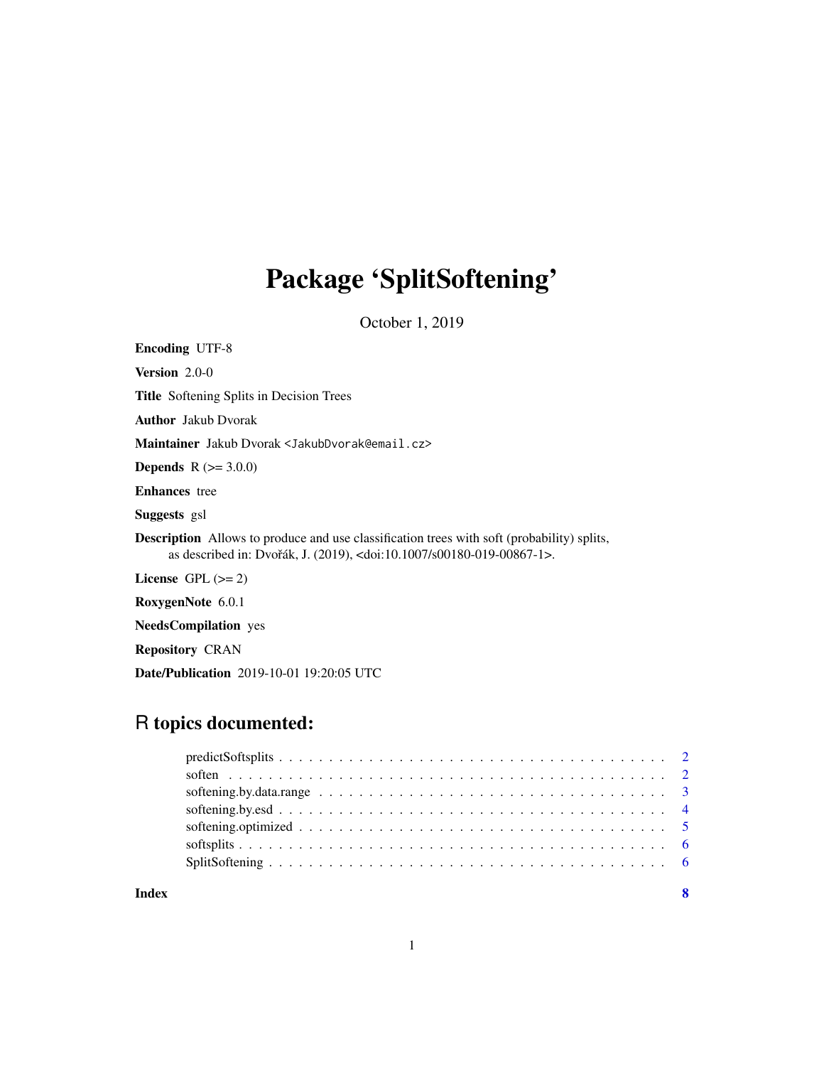# Package 'SplitSoftening'

October 1, 2019

**Encoding** UTF-8

**Version** 2.0-0

**Title** Softening Splits in Decision Trees

**Author** Jakub Dvorak

**Maintainer** Jakub Dvorak <JakubDvorak@email.cz>

**Depends** R (>= 3.0.0)

**Enhances** tree

**Suggests** gsl

**Description** Allows to produce and use classification trees with soft (probability) splits, as described in: Dvořák, J. (2019), <doi:10.1007/s00180-019-00867-1>.

**License** GPL (>= 2)

**RoxygenNote** 6.0.1

**NeedsCompilation** yes

**Repository** CRAN

**Date/Publication** 2019-10-01 19:20:05 UTC

## R topics documented:

- predictSoftsplits . . . . . . . . . . . . . . . . . . . . . . . . . . . . . . . . . . . . . 2
- soften . . . . . . . . . . . . . . . . . . . . . . . . . . . . . . . . . . . . . . . . . . 2
- softening.by.data.range . . . . . . . . . . . . . . . . . . . . . . . . . . . . . . . . 3
- softening.by.esd . . . . . . . . . . . . . . . . . . . . . . . . . . . . . . . . . . . . 4
- softening.optimized . . . . . . . . . . . . . . . . . . . . . . . . . . . . . . . . . . 5
- softsplits . . . . . . . . . . . . . . . . . . . . . . . . . . . . . . . . . . . . . . . . 6
- SplitSoftening . . . . . . . . . . . . . . . . . . . . . . . . . . . . . . . . . . . . . 6

**Index** 8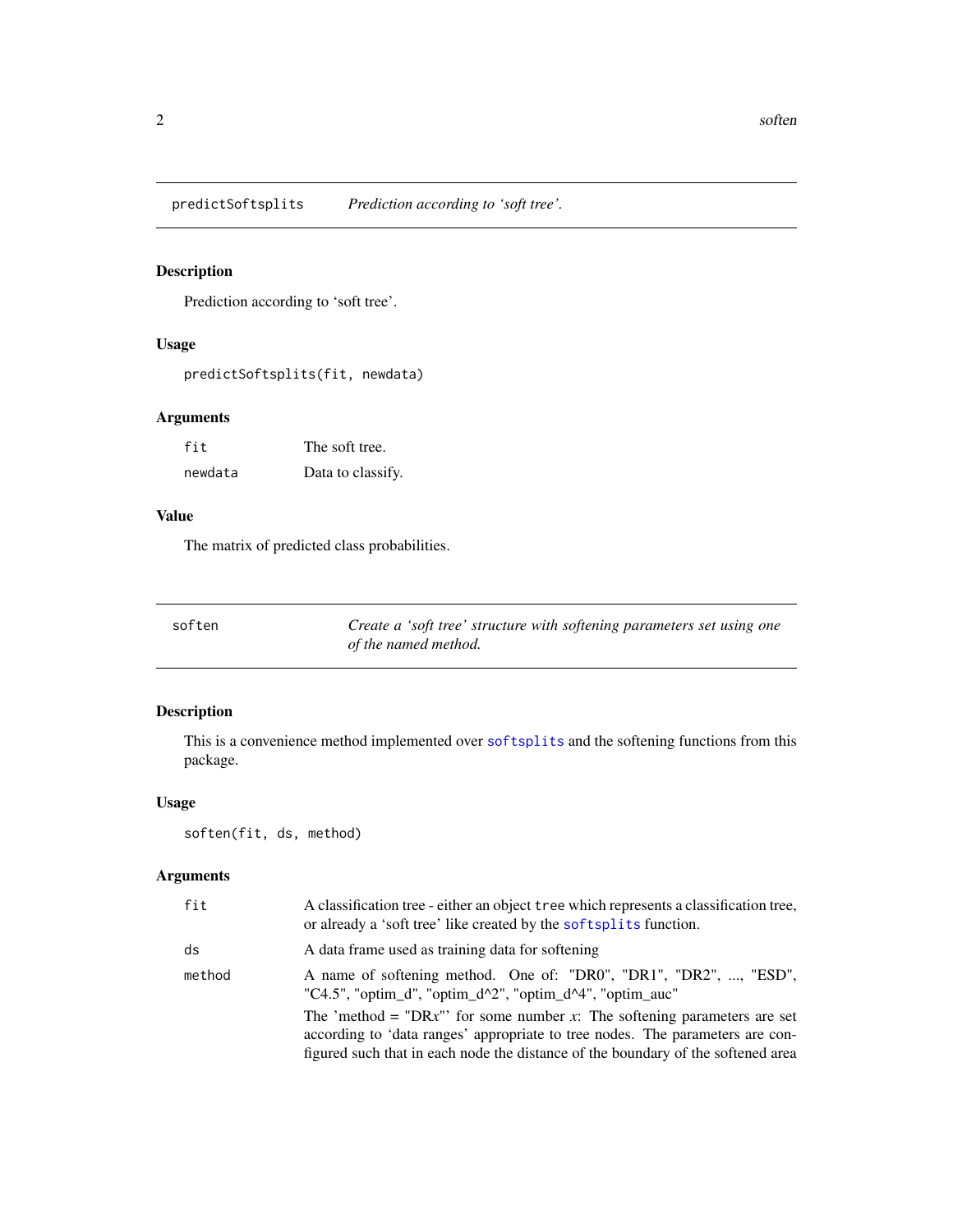## predictSoftsplits — *Prediction according to 'soft tree'.*

### Description

Prediction according to 'soft tree'.

### Usage

```
predictSoftsplits(fit, newdata)
```

### Arguments

| | |
|---|---|
| `fit` | The soft tree. |
| `newdata` | Data to classify. |

### Value

The matrix of predicted class probabilities.

## soften — *Create a 'soft tree' structure with softening parameters set using one of the named method.*

### Description

This is a convenience method implemented over `softsplits` and the softening functions from this package.

### Usage

```
soften(fit, ds, method)
```

### Arguments

| | |
|---|---|
| `fit` | A classification tree - either an object `tree` which represents a classification tree, or already a 'soft tree' like created by the `softsplits` function. |
| `ds` | A data frame used as training data for softening |
| `method` | A name of softening method. One of: "DR0", "DR1", "DR2", ..., "ESD", "C4.5", "optim_d", "optim_d^2", "optim_d^4", "optim_auc"<br><br>The 'method = "DR*x*"' for some number *x*: The softening parameters are set according to 'data ranges' appropriate to tree nodes. The parameters are configured such that in each node the distance of the boundary of the softened area |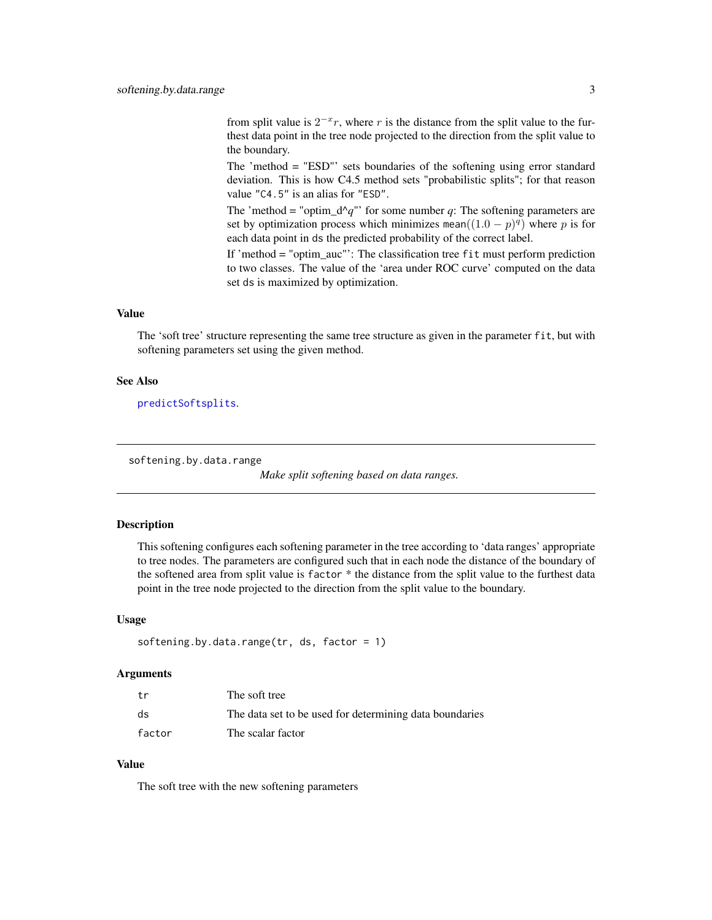from split value is $2^{-x}r$, where $r$ is the distance from the split value to the furthest data point in the tree node projected to the direction from the split value to the boundary.

The 'method = "ESD"' sets boundaries of the softening using error standard deviation. This is how C4.5 method sets "probabilistic splits"; for that reason value `"C4.5"` is an alias for `"ESD"`.

The 'method = "optim_d^$q$"' for some number $q$: The softening parameters are set by optimization process which minimizes mean$((1.0 - p)^q)$ where $p$ is for each data point in `ds` the predicted probability of the correct label.

If 'method = "optim_auc"': The classification tree `fit` must perform prediction to two classes. The value of the 'area under ROC curve' computed on the data set `ds` is maximized by optimization.

### Value

The 'soft tree' structure representing the same tree structure as given in the parameter `fit`, but with softening parameters set using the given method.

### See Also

predictSoftsplits.

---

## softening.by.data.range

*Make split softening based on data ranges.*

### Description

This softening configures each softening parameter in the tree according to 'data ranges' appropriate to tree nodes. The parameters are configured such that in each node the distance of the boundary of the softened area from split value is `factor` * the distance from the split value to the furthest data point in the tree node projected to the direction from the split value to the boundary.

### Usage

```
softening.by.data.range(tr, ds, factor = 1)
```

### Arguments

| | |
|---|---|
| `tr` | The soft tree |
| `ds` | The data set to be used for determining data boundaries |
| `factor` | The scalar factor |

### Value

The soft tree with the new softening parameters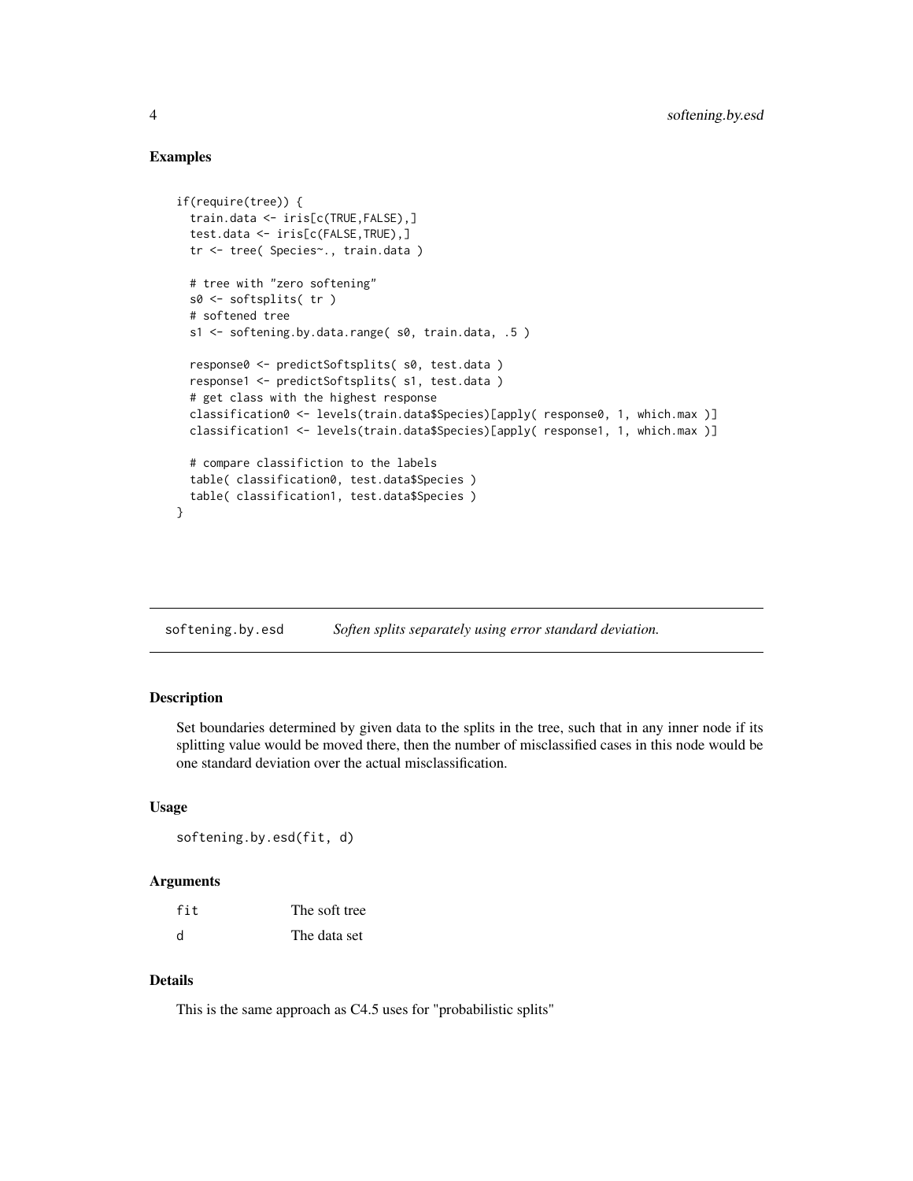### Examples

```
if(require(tree)) {
  train.data <- iris[c(TRUE,FALSE),]
  test.data <- iris[c(FALSE,TRUE),]
  tr <- tree( Species~., train.data )

  # tree with "zero softening"
  s0 <- softsplits( tr )
  # softened tree
  s1 <- softening.by.data.range( s0, train.data, .5 )

  response0 <- predictSoftsplits( s0, test.data )
  response1 <- predictSoftsplits( s1, test.data )
  # get class with the highest response
  classification0 <- levels(train.data$Species)[apply( response0, 1, which.max )]
  classification1 <- levels(train.data$Species)[apply( response1, 1, which.max )]

  # compare classifiction to the labels
  table( classification0, test.data$Species )
  table( classification1, test.data$Species )
}
```

---

## softening.by.esd — *Soften splits separately using error standard deviation.*

### Description

Set boundaries determined by given data to the splits in the tree, such that in any inner node if its splitting value would be moved there, then the number of misclassified cases in this node would be one standard deviation over the actual misclassification.

### Usage

```
softening.by.esd(fit, d)
```

### Arguments

| | |
|---|---|
| fit | The soft tree |
| d | The data set |

### Details

This is the same approach as C4.5 uses for "probabilistic splits"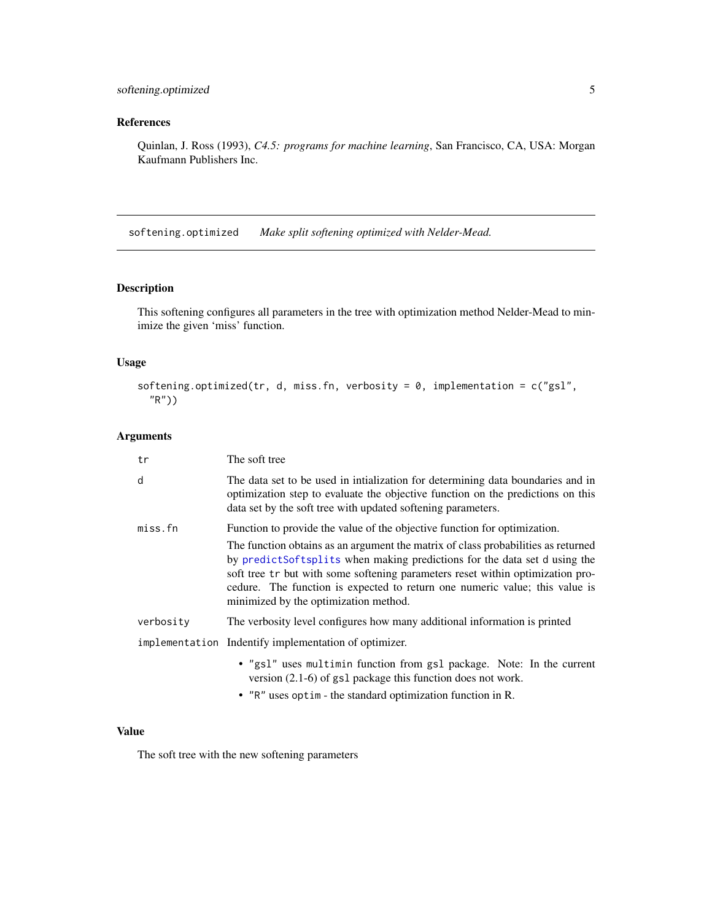## References

Quinlan, J. Ross (1993), *C4.5: programs for machine learning*, San Francisco, CA, USA: Morgan Kaufmann Publishers Inc.

---

`softening.optimized` *Make split softening optimized with Nelder-Mead.*

---

### Description

This softening configures all parameters in the tree with optimization method Nelder-Mead to minimize the given 'miss' function.

### Usage

```
softening.optimized(tr, d, miss.fn, verbosity = 0, implementation = c("gsl",
  "R"))
```

### Arguments

| | |
|---|---|
| `tr` | The soft tree |
| `d` | The data set to be used in intialization for determining data boundaries and in optimization step to evaluate the objective function on the predictions on this data set by the soft tree with updated softening parameters. |
| `miss.fn` | Function to provide the value of the objective function for optimization. The function obtains as an argument the matrix of class probabilities as returned by `predictSoftsplits` when making predictions for the data set `d` using the soft tree `tr` but with some softening parameters reset within optimization procedure. The function is expected to return one numeric value; this value is minimized by the optimization method. |
| `verbosity` | The verbosity level configures how many additional information is printed |
| `implementation` | Indentify implementation of optimizer. <br>• `"gsl"` uses `multimin` function from `gsl` package. Note: In the current version (2.1-6) of `gsl` package this function does not work. <br>• `"R"` uses `optim` - the standard optimization function in R. |

### Value

The soft tree with the new softening parameters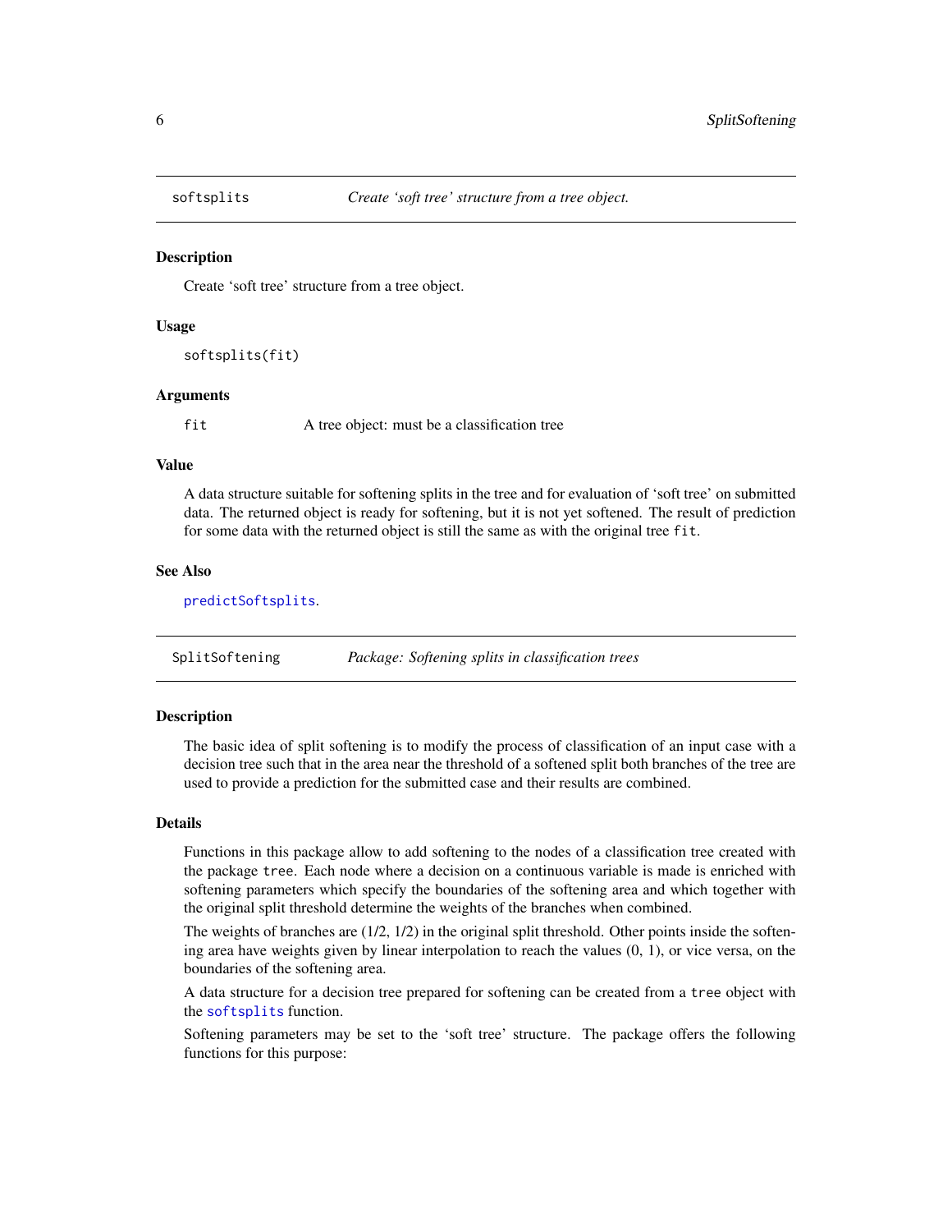## softsplits — *Create 'soft tree' structure from a tree object.*

### Description

Create 'soft tree' structure from a tree object.

### Usage

```
softsplits(fit)
```

### Arguments

| | |
|---|---|
| `fit` | A tree object: must be a classification tree |

### Value

A data structure suitable for softening splits in the tree and for evaluation of 'soft tree' on submitted data. The returned object is ready for softening, but it is not yet softened. The result of prediction for some data with the returned object is still the same as with the original tree `fit`.

### See Also

`predictSoftsplits`.

## SplitSoftening — *Package: Softening splits in classification trees*

### Description

The basic idea of split softening is to modify the process of classification of an input case with a decision tree such that in the area near the threshold of a softened split both branches of the tree are used to provide a prediction for the submitted case and their results are combined.

### Details

Functions in this package allow to add softening to the nodes of a classification tree created with the package `tree`. Each node where a decision on a continuous variable is made is enriched with softening parameters which specify the boundaries of the softening area and which together with the original split threshold determine the weights of the branches when combined.

The weights of branches are (1/2, 1/2) in the original split threshold. Other points inside the softening area have weights given by linear interpolation to reach the values (0, 1), or vice versa, on the boundaries of the softening area.

A data structure for a decision tree prepared for softening can be created from a `tree` object with the `softsplits` function.

Softening parameters may be set to the 'soft tree' structure. The package offers the following functions for this purpose: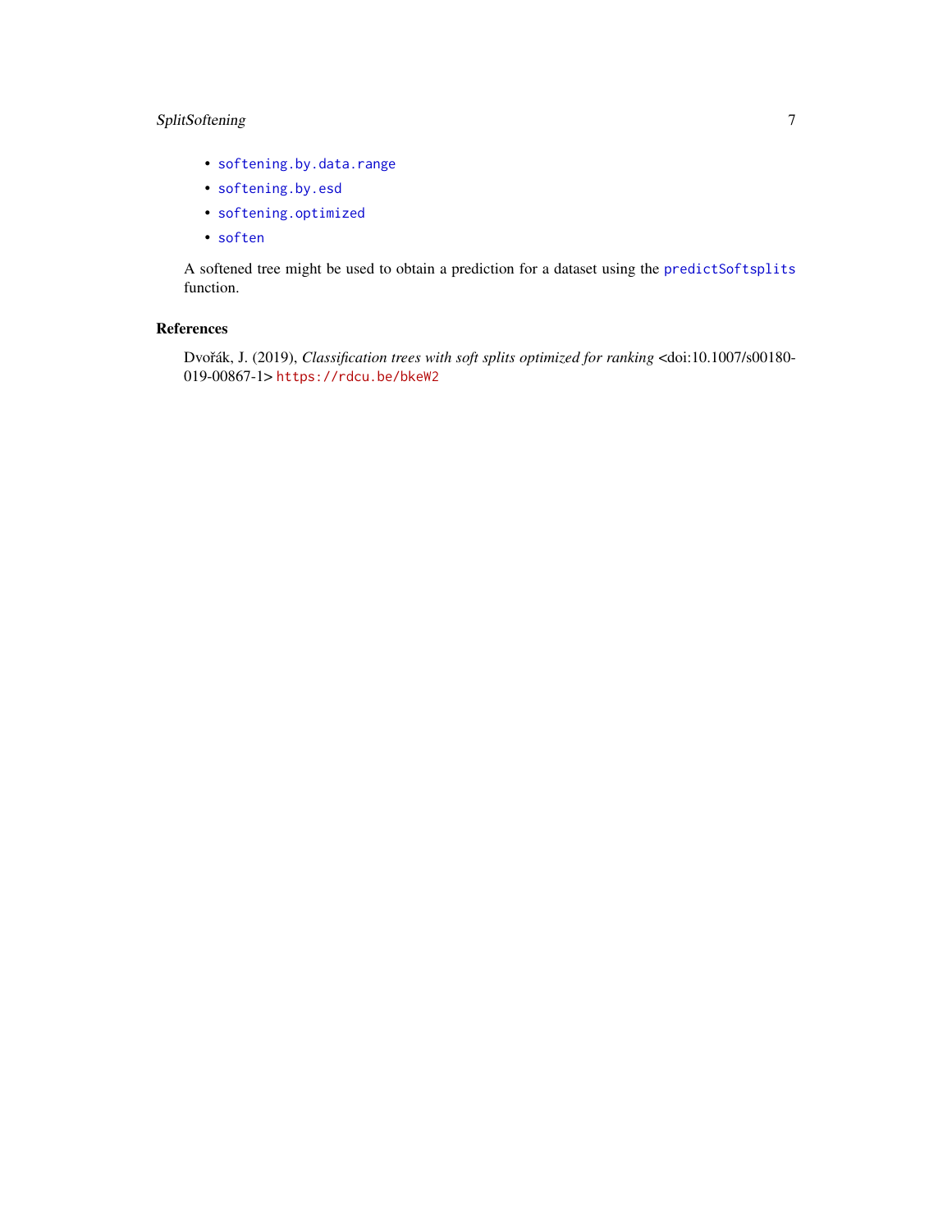- `softening.by.data.range`
- `softening.by.esd`
- `softening.optimized`
- `soften`

A softened tree might be used to obtain a prediction for a dataset using the `predictSoftsplits` function.

## References

Dvořák, J. (2019), *Classification trees with soft splits optimized for ranking* <doi:10.1007/s00180-019-00867-1> https://rdcu.be/bkeW2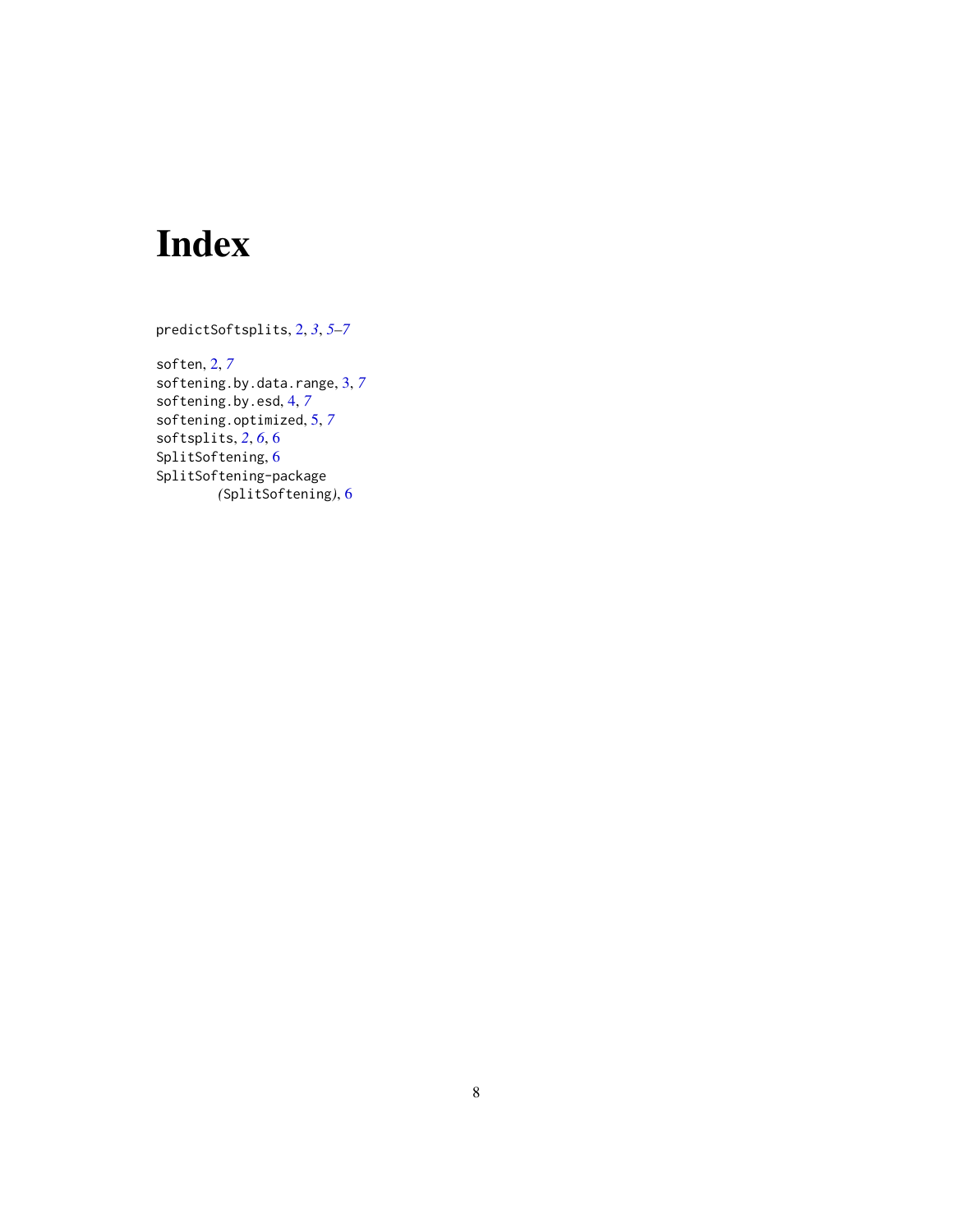# Index

predictSoftsplits, 2, *3*, *5–7*

soften, 2, *7*
softening.by.data.range, 3, *7*
softening.by.esd, 4, *7*
softening.optimized, 5, *7*
softsplits, *2*, *6*, 6
SplitSoftening, 6
SplitSoftening-package
    *(*SplitSoftening*)*, 6